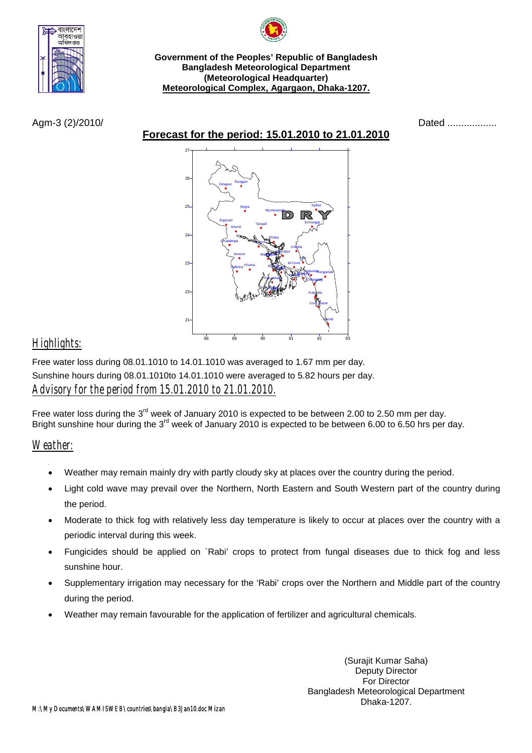**Government of the Peoples' Republic of Bangladesh**
**Bangladesh Meteorological Department**
**(Meteorological Headquarter)**
**Meteorological Complex, Agargaon, Dhaka-1207.**

Agm-3 (2)/2010/ Dated ..................

## Forecast for the period: 15.01.2010 to 21.01.2010

## Highlights:

Free water loss during 08.01.1010 to 14.01.1010 was averaged to 1.67 mm per day.
Sunshine hours during 08.01.1010to 14.01.1010 were averaged to 5.82 hours per day.

## Advisory for the period from 15.01.2010 to 21.01.2010.

Free water loss during the 3rd week of January 2010 is expected to be between 2.00 to 2.50 mm per day.
Bright sunshine hour during the 3rd week of January 2010 is expected to be between 6.00 to 6.50 hrs per day.

## Weather:

- Weather may remain mainly dry with partly cloudy sky at places over the country during the period.
- Light cold wave may prevail over the Northern, North Eastern and South Western part of the country during the period.
- Moderate to thick fog with relatively less day temperature is likely to occur at places over the country with a periodic interval during this week.
- Fungicides should be applied on `Rabi' crops to protect from fungal diseases due to thick fog and less sunshine hour.
- Supplementary irrigation may necessary for the 'Rabi' crops over the Northern and Middle part of the country during the period.
- Weather may remain favourable for the application of fertilizer and agricultural chemicals.

(Surajit Kumar Saha)
Deputy Director
For Director
Bangladesh Meteorological Department
Dhaka-1207.

M:\My Documents\WAMISWEB\countries\bangla\B3Jan10.doc Mizan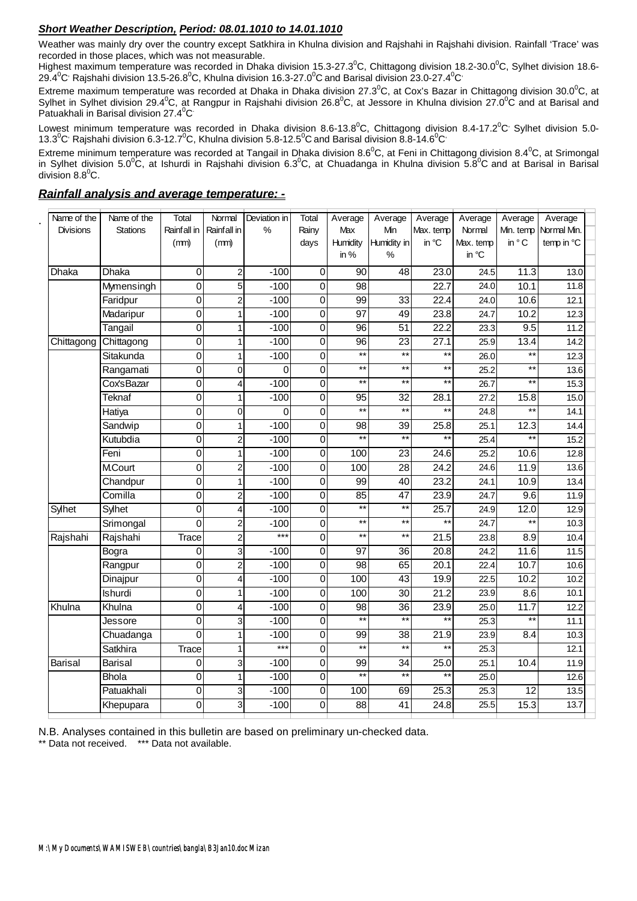***Short Weather Description, Period: 08.01.1010 to 14.01.1010***

Weather was mainly dry over the country except Satkhira in Khulna division and Rajshahi in Rajshahi division. Rainfall 'Trace' was recorded in those places, which was not measurable.

Highest maximum temperature was recorded in Dhaka division 15.3-27.3$^0$C, Chittagong division 18.2-30.0$^0$C, Sylhet division 18.6-29.4$^0$C, Rajshahi division 13.5-26.8$^0$C, Khulna division 16.3-27.0$^0$C and Barisal division 23.0-27.4$^0$C.

Extreme maximum temperature was recorded at Dhaka in Dhaka division 27.3$^0$C, at Cox's Bazar in Chittagong division 30.0$^0$C, at Sylhet in Sylhet division 29.4$^0$C, at Rangpur in Rajshahi division 26.8$^0$C, at Jessore in Khulna division 27.0$^0$C and at Barisal and Patuakhali in Barisal division 27.4$^0$C.

Lowest minimum temperature was recorded in Dhaka division 8.6-13.8$^0$C, Chittagong division 8.4-17.2$^0$C, Sylhet division 5.0-13.3$^0$C, Rajshahi division 6.3-12.7$^0$C, Khulna division 5.8-12.5$^0$C and Barisal division 8.8-14.6$^0$C.

Extreme minimum temperature was recorded at Tangail in Dhaka division 8.6$^0$C, at Feni in Chittagong division 8.4$^0$C, at Srimongal in Sylhet division 5.0$^0$C, at Ishurdi in Rajshahi division 6.3$^0$C, at Chuadanga in Khulna division 5.8$^0$C and at Barisal in Barisal division 8.8$^0$C.

## ***Rainfall analysis and average temperature: -***

| Name of the Divisions | Name of the Stations | Total Rainfall in (mm) | Normal Rainfall in (mm) | Deviation in % | Total Rainy days | Average Max Humidity in % | Average Min Humidity in % | Average Max. temp in °C | Average Normal Max. temp in °C | Average Min. temp in ° C | Average Normal Min. temp in °C |
|---|---|---|---|---|---|---|---|---|---|---|---|
| Dhaka | Dhaka | 0 | 2 | -100 | 0 | 90 | 48 | 23.0 | 24.5 | 11.3 | 13.0 |
| | Mymensingh | 0 | 5 | -100 | 0 | 98 | | 22.7 | 24.0 | 10.1 | 11.8 |
| | Faridpur | 0 | 2 | -100 | 0 | 99 | 33 | 22.4 | 24.0 | 10.6 | 12.1 |
| | Madaripur | 0 | 1 | -100 | 0 | 97 | 49 | 23.8 | 24.7 | 10.2 | 12.3 |
| | Tangail | 0 | 1 | -100 | 0 | 96 | 51 | 22.2 | 23.3 | 9.5 | 11.2 |
| Chittagong | Chittagong | 0 | 1 | -100 | 0 | 96 | 23 | 27.1 | 25.9 | 13.4 | 14.2 |
| | Sitakunda | 0 | 1 | -100 | 0 | ** | ** | ** | 26.0 | ** | 12.3 |
| | Rangamati | 0 | 0 | 0 | 0 | ** | ** | ** | 25.2 | ** | 13.6 |
| | Cox'sBazar | 0 | 4 | -100 | 0 | ** | ** | ** | 26.7 | ** | 15.3 |
| | Teknaf | 0 | 1 | -100 | 0 | 95 | 32 | 28.1 | 27.2 | 15.8 | 15.0 |
| | Hatiya | 0 | 0 | 0 | 0 | ** | ** | ** | 24.8 | ** | 14.1 |
| | Sandwip | 0 | 1 | -100 | 0 | 98 | 39 | 25.8 | 25.1 | 12.3 | 14.4 |
| | Kutubdia | 0 | 2 | -100 | 0 | ** | ** | ** | 25.4 | ** | 15.2 |
| | Feni | 0 | 1 | -100 | 0 | 100 | 23 | 24.6 | 25.2 | 10.6 | 12.8 |
| | M.Court | 0 | 2 | -100 | 0 | 100 | 28 | 24.2 | 24.6 | 11.9 | 13.6 |
| | Chandpur | 0 | 1 | -100 | 0 | 99 | 40 | 23.2 | 24.1 | 10.9 | 13.4 |
| | Comilla | 0 | 2 | -100 | 0 | 85 | 47 | 23.9 | 24.7 | 9.6 | 11.9 |
| Sylhet | Sylhet | 0 | 4 | -100 | 0 | ** | ** | 25.7 | 24.9 | 12.0 | 12.9 |
| | Srimongal | 0 | 2 | -100 | 0 | ** | ** | ** | 24.7 | ** | 10.3 |
| Rajshahi | Rajshahi | Trace | 2 | *** | 0 | ** | ** | 21.5 | 23.8 | 8.9 | 10.4 |
| | Bogra | 0 | 3 | -100 | 0 | 97 | 36 | 20.8 | 24.2 | 11.6 | 11.5 |
| | Rangpur | 0 | 2 | -100 | 0 | 98 | 65 | 20.1 | 22.4 | 10.7 | 10.6 |
| | Dinajpur | 0 | 4 | -100 | 0 | 100 | 43 | 19.9 | 22.5 | 10.2 | 10.2 |
| | Ishurdi | 0 | 1 | -100 | 0 | 100 | 30 | 21.2 | 23.9 | 8.6 | 10.1 |
| Khulna | Khulna | 0 | 4 | -100 | 0 | 98 | 36 | 23.9 | 25.0 | 11.7 | 12.2 |
| | Jessore | 0 | 3 | -100 | 0 | ** | ** | ** | 25.3 | ** | 11.1 |
| | Chuadanga | 0 | 1 | -100 | 0 | 99 | 38 | 21.9 | 23.9 | 8.4 | 10.3 |
| | Satkhira | Trace | 1 | *** | 0 | ** | ** | ** | 25.3 | | 12.1 |
| Barisal | Barisal | 0 | 3 | -100 | 0 | 99 | 34 | 25.0 | 25.1 | 10.4 | 11.9 |
| | Bhola | 0 | 1 | -100 | 0 | ** | ** | ** | 25.0 | | 12.6 |
| | Patuakhali | 0 | 3 | -100 | 0 | 100 | 69 | 25.3 | 25.3 | 12 | 13.5 |
| | Khepupara | 0 | 3 | -100 | 0 | 88 | 41 | 24.8 | 25.5 | 15.3 | 13.7 |

N.B. Analyses contained in this bulletin are based on preliminary un-checked data.

** Data not received. *** Data not available.

M:\My Documents\WAMISWEB\countries\bangla\B3Jan10.doc Mizan